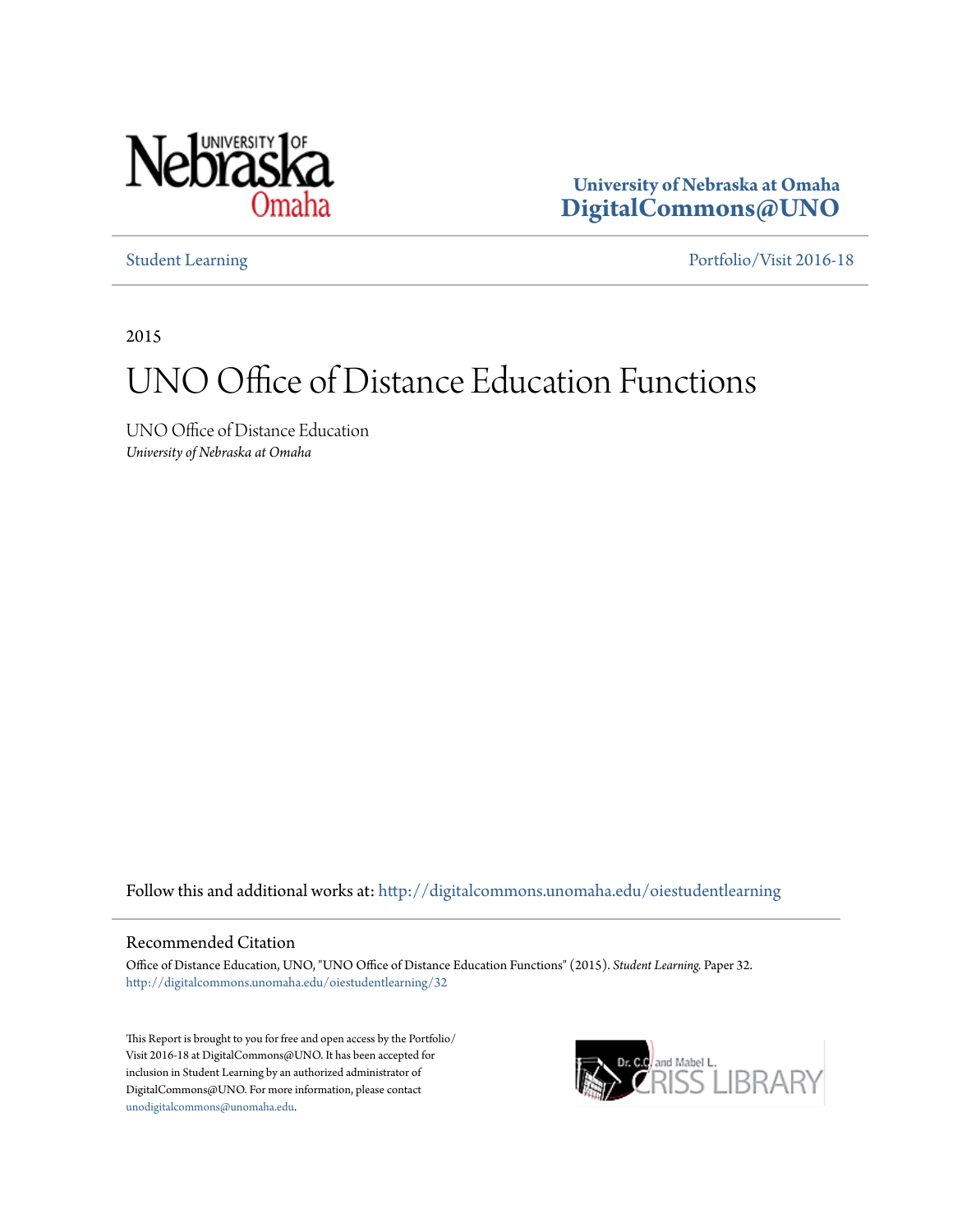University of Nebraska at Omaha
**DigitalCommons@UNO**

Student Learning | Portfolio/Visit 2016-18

2015

# UNO Office of Distance Education Functions

UNO Office of Distance Education
*University of Nebraska at Omaha*

Follow this and additional works at: http://digitalcommons.unomaha.edu/oiestudentlearning

## Recommended Citation

Office of Distance Education, UNO, "UNO Office of Distance Education Functions" (2015). *Student Learning.* Paper 32.
http://digitalcommons.unomaha.edu/oiestudentlearning/32

This Report is brought to you for free and open access by the Portfolio/Visit 2016-18 at DigitalCommons@UNO. It has been accepted for inclusion in Student Learning by an authorized administrator of DigitalCommons@UNO. For more information, please contact unodigitalcommons@unomaha.edu.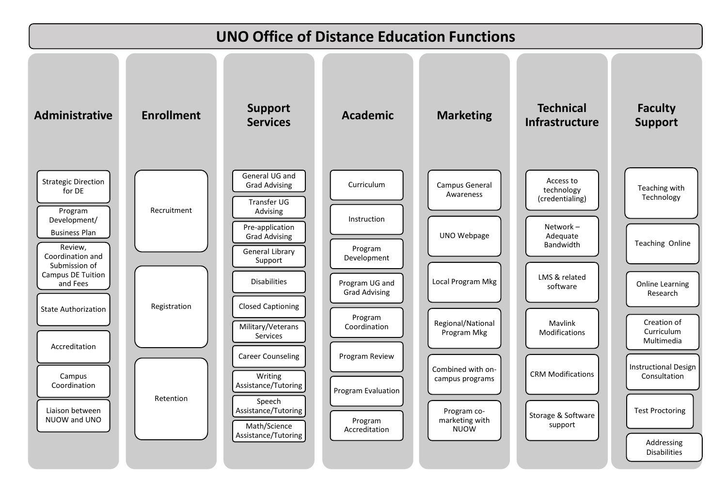# UNO Office of Distance Education Functions

## Administrative

- Strategic Direction for DE
- Program Development/ Business Plan
- Review, Coordination and Submission of Campus DE Tuition and Fees
- State Authorization
- Accreditation
- Campus Coordination
- Liaison between NUOW and UNO

## Enrollment

- Recruitment
- Registration
- Retention

## Support Services

- General UG and Grad Advising
- Transfer UG Advising
- Pre-application Grad Advising
- General Library Support
- Disabilities
- Closed Captioning
- Military/Veterans Services
- Career Counseling
- Writing Assistance/Tutoring
- Speech Assistance/Tutoring
- Math/Science Assistance/Tutoring

## Academic

- Curriculum
- Instruction
- Program Development
- Program UG and Grad Advising
- Program Coordination
- Program Review
- Program Evaluation
- Program Accreditation

## Marketing

- Campus General Awareness
- UNO Webpage
- Local Program Mkg
- Regional/National Program Mkg
- Combined with on-campus programs
- Program co-marketing with NUOW

## Technical Infrastructure

- Access to technology (credentialing)
- Network – Adequate Bandwidth
- LMS & related software
- Mavlink Modifications
- CRM Modifications
- Storage & Software support

## Faculty Support

- Teaching with Technology
- Teaching Online
- Online Learning Research
- Creation of Curriculum Multimedia
- Instructional Design Consultation
- Test Proctoring
- Addressing Disabilities